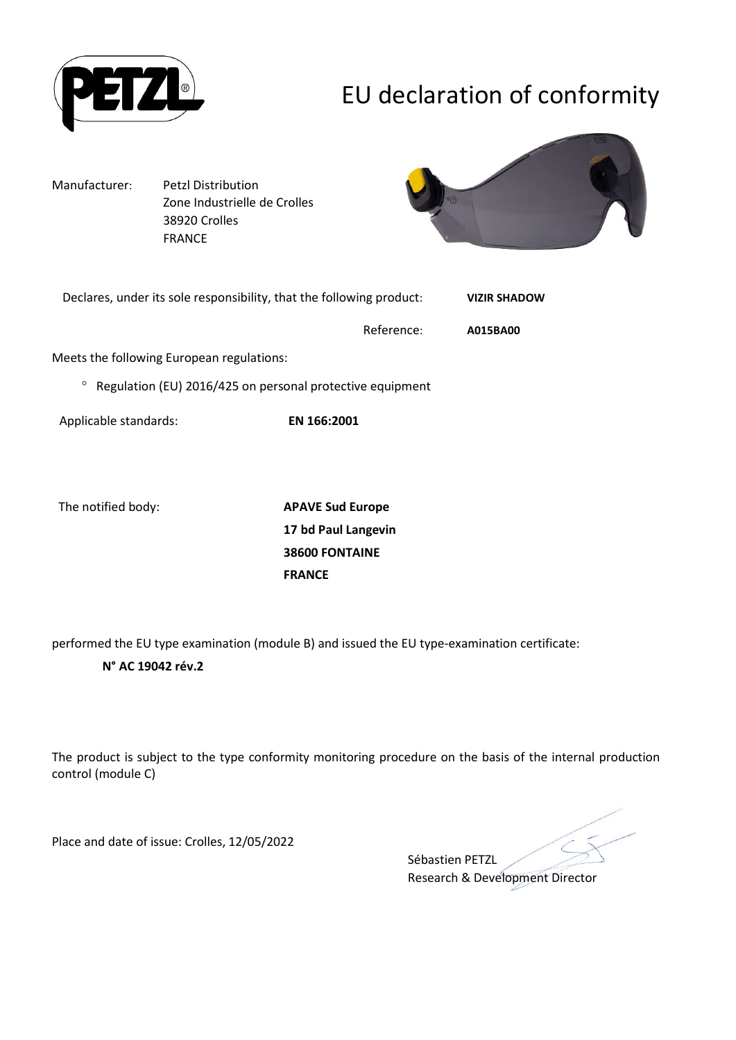# EU declaration of conformity

Manufacturer: Petzl Distribution
Zone Industrielle de Crolles
38920 Crolles
FRANCE

Declares, under its sole responsibility, that the following product: **VIZIR SHADOW**

Reference: **A015BA00**

Meets the following European regulations:

- Regulation (EU) 2016/425 on personal protective equipment

Applicable standards: **EN 166:2001**

The notified body: **APAVE Sud Europe**
**17 bd Paul Langevin**
**38600 FONTAINE**
**FRANCE**

performed the EU type examination (module B) and issued the EU type-examination certificate:

**N° AC 19042 rév.2**

The product is subject to the type conformity monitoring procedure on the basis of the internal production control (module C)

Place and date of issue: Crolles, 12/05/2022

Sébastien PETZL
Research & Development Director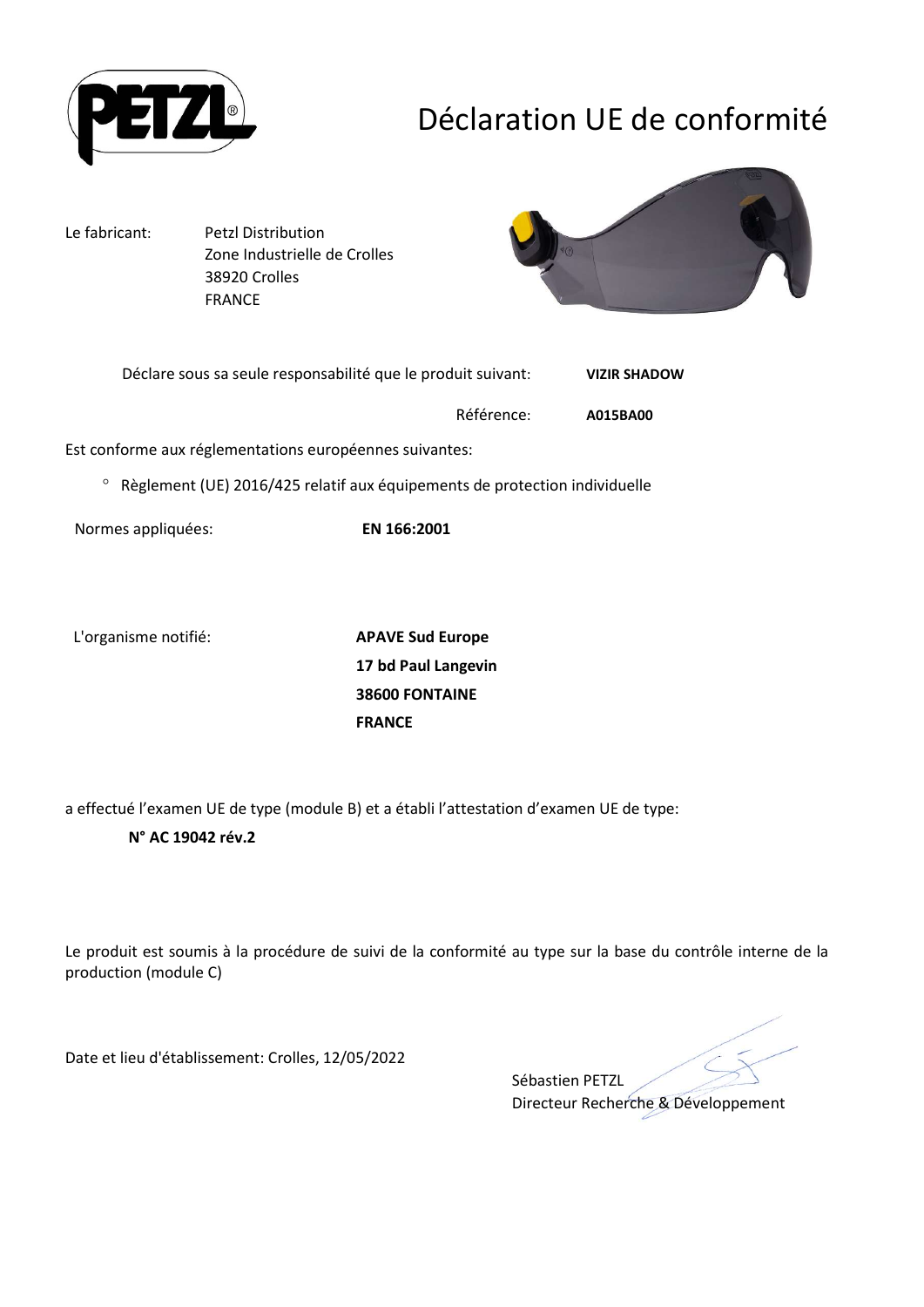# Déclaration UE de conformité

Le fabricant: Petzl Distribution
Zone Industrielle de Crolles
38920 Crolles
FRANCE

Déclare sous sa seule responsabilité que le produit suivant: **VIZIR SHADOW**

Référence: **A015BA00**

Est conforme aux réglementations européennes suivantes:

- Règlement (UE) 2016/425 relatif aux équipements de protection individuelle

Normes appliquées: **EN 166:2001**

L'organisme notifié: **APAVE Sud Europe**
**17 bd Paul Langevin**
**38600 FONTAINE**
**FRANCE**

a effectué l'examen UE de type (module B) et a établi l'attestation d'examen UE de type:

**N° AC 19042 rév.2**

Le produit est soumis à la procédure de suivi de la conformité au type sur la base du contrôle interne de la production (module C)

Date et lieu d'établissement: Crolles, 12/05/2022

Sébastien PETZL
Directeur Recherche & Développement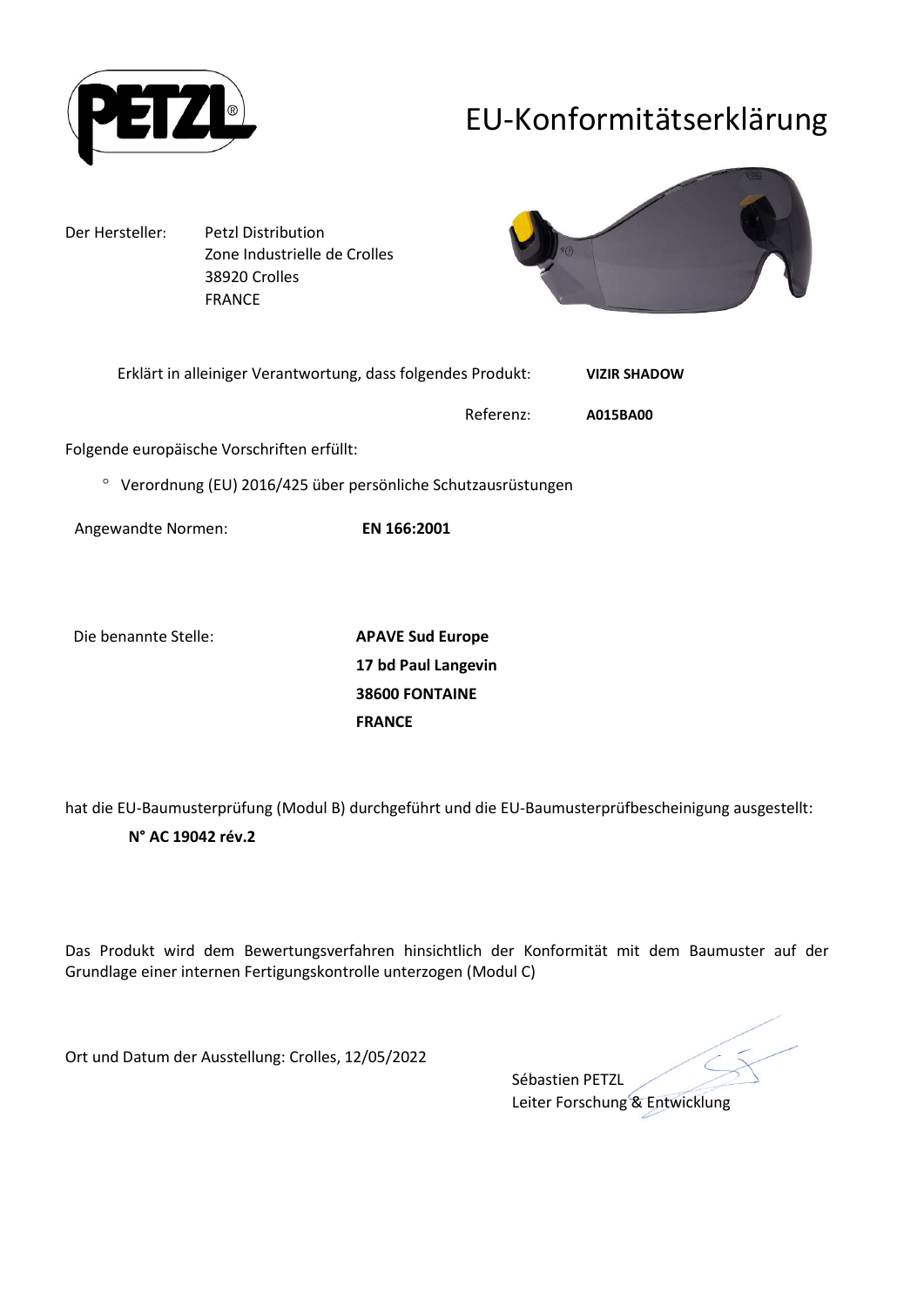# EU-Konformitätserklärung

Der Hersteller: Petzl Distribution
Zone Industrielle de Crolles
38920 Crolles
FRANCE

Erklärt in alleiniger Verantwortung, dass folgendes Produkt: **VIZIR SHADOW**

Referenz: **A015BA00**

Folgende europäische Vorschriften erfüllt:

- Verordnung (EU) 2016/425 über persönliche Schutzausrüstungen

Angewandte Normen: **EN 166:2001**

Die benannte Stelle: **APAVE Sud Europe**
**17 bd Paul Langevin**
**38600 FONTAINE**
**FRANCE**

hat die EU-Baumusterprüfung (Modul B) durchgeführt und die EU-Baumusterprüfbescheinigung ausgestellt:

**N° AC 19042 rév.2**

Das Produkt wird dem Bewertungsverfahren hinsichtlich der Konformität mit dem Baumuster auf der Grundlage einer internen Fertigungskontrolle unterzogen (Modul C)

Ort und Datum der Ausstellung: Crolles, 12/05/2022

Sébastien PETZL
Leiter Forschung & Entwicklung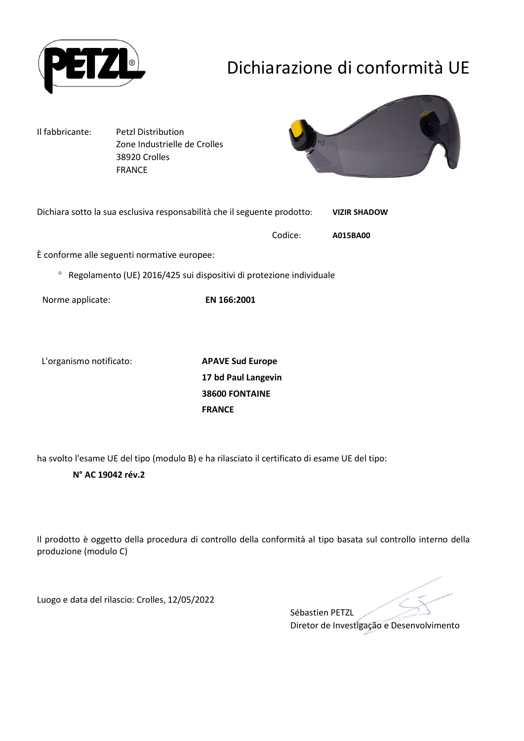# Dichiarazione di conformità UE

Il fabbricante: Petzl Distribution
Zone Industrielle de Crolles
38920 Crolles
FRANCE

Dichiara sotto la sua esclusiva responsabilità che il seguente prodotto: **VIZIR SHADOW**

Codice: **A015BA00**

È conforme alle seguenti normative europee:

- Regolamento (UE) 2016/425 sui dispositivi di protezione individuale

Norme applicate: **EN 166:2001**

L'organismo notificato: **APAVE Sud Europe**
**17 bd Paul Langevin**
**38600 FONTAINE**
**FRANCE**

ha svolto l'esame UE del tipo (modulo B) e ha rilasciato il certificato di esame UE del tipo:

**N° AC 19042 rév.2**

Il prodotto è oggetto della procedura di controllo della conformità al tipo basata sul controllo interno della produzione (modulo C)

Luogo e data del rilascio: Crolles, 12/05/2022

Sébastien PETZL
Diretor de Investigação e Desenvolvimento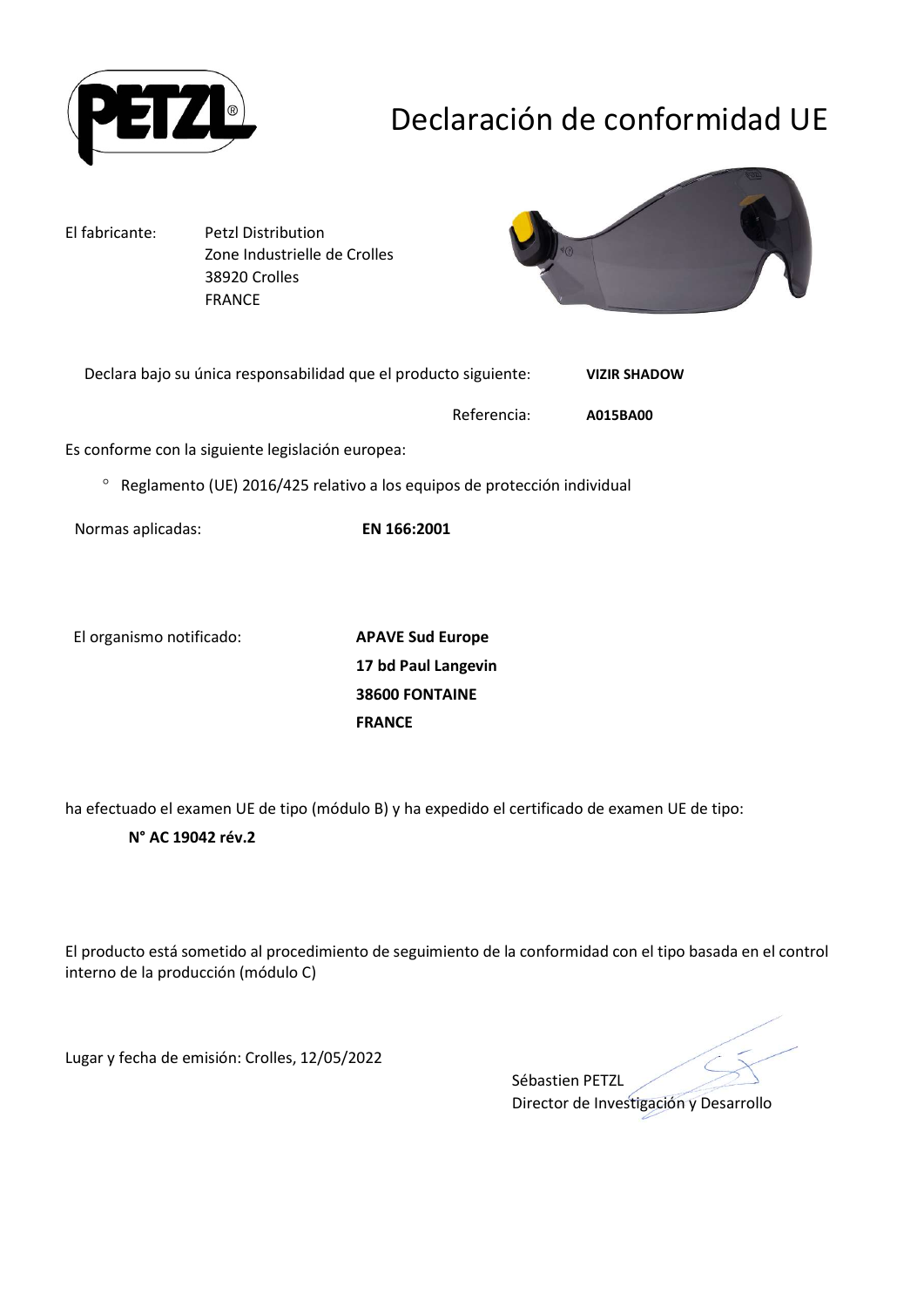# Declaración de conformidad UE

| El fabricante: | Petzl Distribution<br>Zone Industrielle de Crolles<br>38920 Crolles<br>FRANCE |
|---|---|

Declara bajo su única responsabilidad que el producto siguiente: **VIZIR SHADOW**

Referencia: **A015BA00**

Es conforme con la siguiente legislación europea:

- Reglamento (UE) 2016/425 relativo a los equipos de protección individual

Normas aplicadas: **EN 166:2001**

El organismo notificado:

**APAVE Sud Europe**
**17 bd Paul Langevin**
**38600 FONTAINE**
**FRANCE**

ha efectuado el examen UE de tipo (módulo B) y ha expedido el certificado de examen UE de tipo:

**N° AC 19042 rév.2**

El producto está sometido al procedimiento de seguimiento de la conformidad con el tipo basada en el control interno de la producción (módulo C)

Lugar y fecha de emisión: Crolles, 12/05/2022

Sébastien PETZL
Director de Investigación y Desarrollo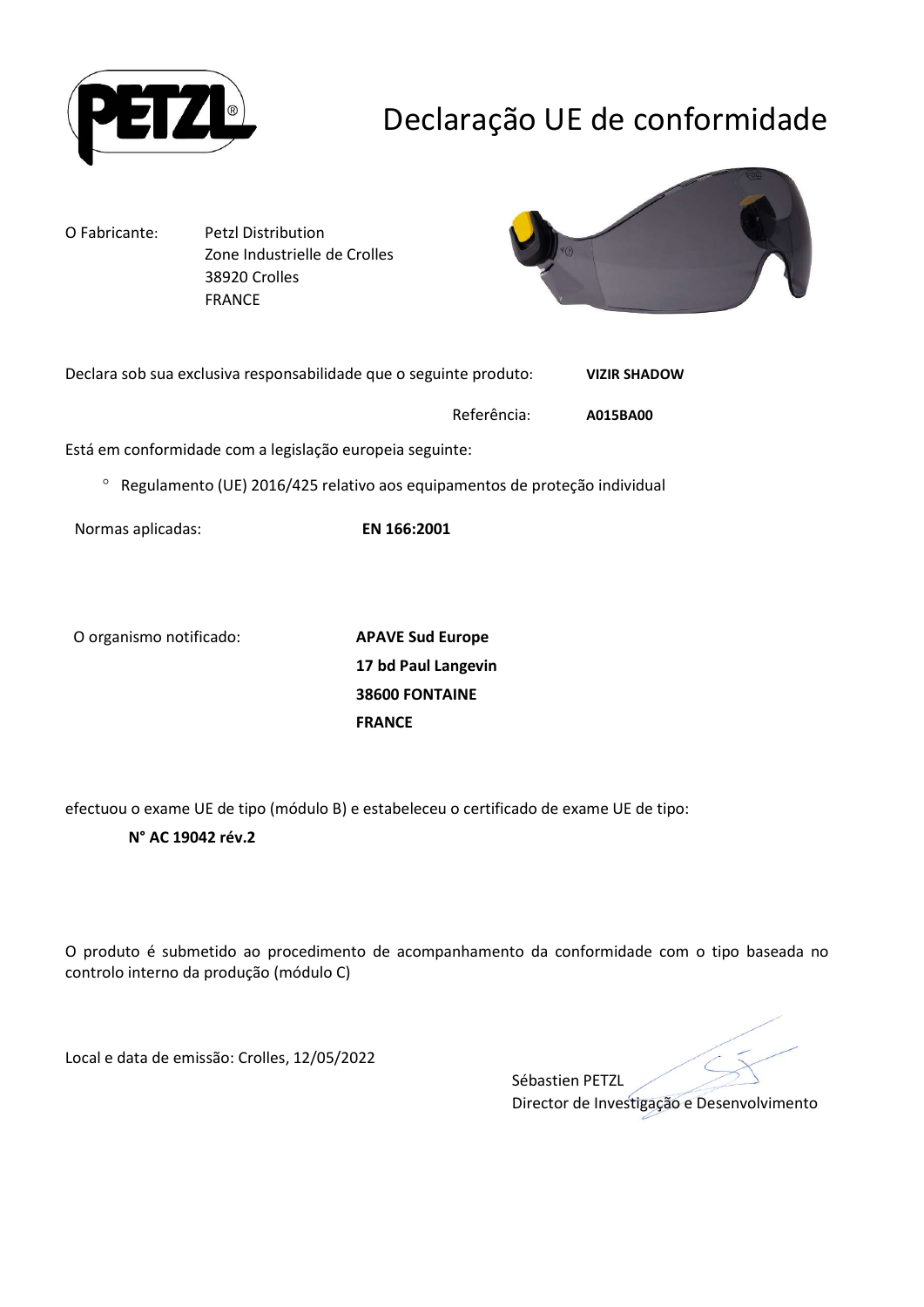# Declaração UE de conformidade

O Fabricante: Petzl Distribution
Zone Industrielle de Crolles
38920 Crolles
FRANCE

Declara sob sua exclusiva responsabilidade que o seguinte produto: **VIZIR SHADOW**

Referência: **A015BA00**

Está em conformidade com a legislação europeia seguinte:

- Regulamento (UE) 2016/425 relativo aos equipamentos de proteção individual

Normas aplicadas: **EN 166:2001**

O organismo notificado:

**APAVE Sud Europe**
**17 bd Paul Langevin**
**38600 FONTAINE**
**FRANCE**

efectuou o exame UE de tipo (módulo B) e estabeleceu o certificado de exame UE de tipo:

**N° AC 19042 rév.2**

O produto é submetido ao procedimento de acompanhamento da conformidade com o tipo baseada no controlo interno da produção (módulo C)

Local e data de emissão: Crolles, 12/05/2022

Sébastien PETZL
Director de Investigação e Desenvolvimento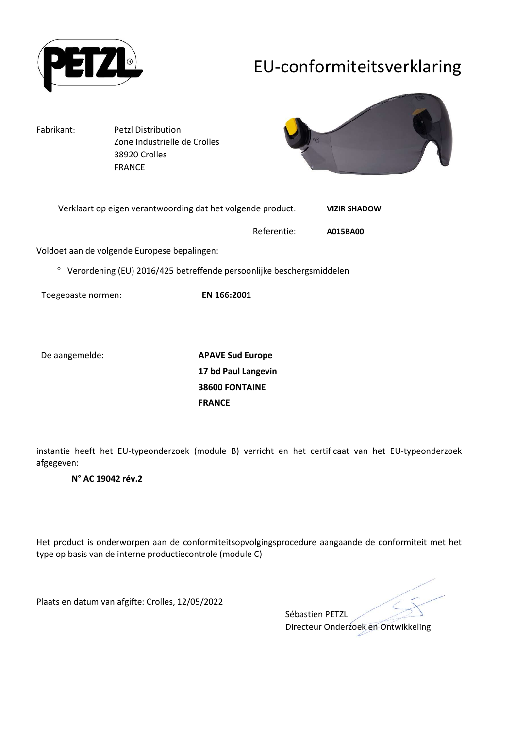# EU-conformiteitsverklaring

| | |
|---|---|
| Fabrikant: | Petzl Distribution<br>Zone Industrielle de Crolles<br>38920 Crolles<br>FRANCE |

Verklaart op eigen verantwoording dat het volgende product: **VIZIR SHADOW**

Referentie: **A015BA00**

Voldoet aan de volgende Europese bepalingen:

- Verordening (EU) 2016/425 betreffende persoonlijke beschergsmiddelen

Toegepaste normen: **EN 166:2001**

De aangemelde: **APAVE Sud Europe**
**17 bd Paul Langevin**
**38600 FONTAINE**
**FRANCE**

instantie heeft het EU-typeonderzoek (module B) verricht en het certificaat van het EU-typeonderzoek afgegeven:

**N° AC 19042 rév.2**

Het product is onderworpen aan de conformiteitsopvolgingsprocedure aangaande de conformiteit met het type op basis van de interne productiecontrole (module C)

Plaats en datum van afgifte: Crolles, 12/05/2022

Sébastien PETZL
Directeur Onderzoek en Ontwikkeling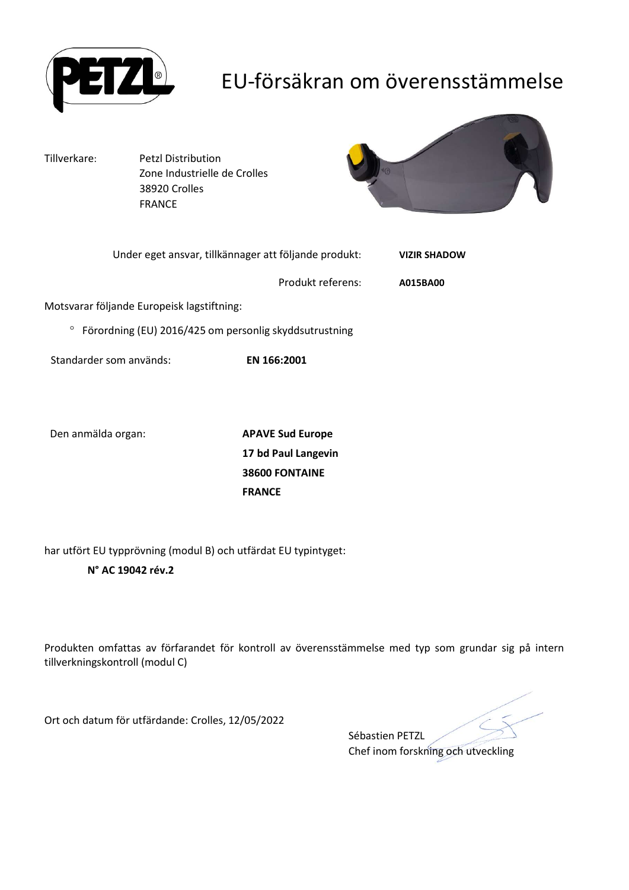# EU-försäkran om överensstämmelse

Tillverkare: Petzl Distribution
Zone Industrielle de Crolles
38920 Crolles
FRANCE

Under eget ansvar, tillkännager att följande produkt: **VIZIR SHADOW**

Produkt referens: **A015BA00**

Motsvarar följande Europeisk lagstiftning:

- Förordning (EU) 2016/425 om personlig skyddsutrustning

Standarder som används: **EN 166:2001**

Den anmälda organ: **APAVE Sud Europe**
**17 bd Paul Langevin**
**38600 FONTAINE**
**FRANCE**

har utfört EU typprövning (modul B) och utfärdat EU typintyget:

**N° AC 19042 rév.2**

Produkten omfattas av förfarandet för kontroll av överensstämmelse med typ som grundar sig på intern tillverkningskontroll (modul C)

Ort och datum för utfärdande: Crolles, 12/05/2022

Sébastien PETZL
Chef inom forskning och utveckling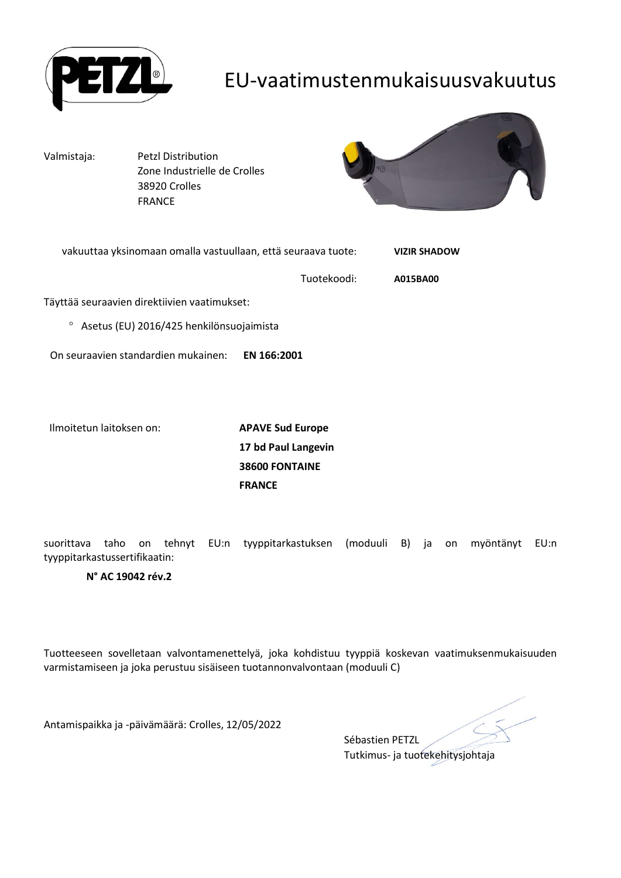# EU-vaatimustenmukaisuusvakuutus

Valmistaja: Petzl Distribution
Zone Industrielle de Crolles
38920 Crolles
FRANCE

vakuuttaa yksinomaan omalla vastuullaan, että seuraava tuote: **VIZIR SHADOW**

Tuotekoodi: **A015BA00**

Täyttää seuraavien direktiivien vaatimukset:

- Asetus (EU) 2016/425 henkilönsuojaimista

On seuraavien standardien mukainen: **EN 166:2001**

Ilmoitetun laitoksen on:

**APAVE Sud Europe**
**17 bd Paul Langevin**
**38600 FONTAINE**
**FRANCE**

suorittava taho on tehnyt EU:n tyyppitarkastuksen (moduuli B) ja on myöntänyt EU:n tyyppitarkastussertifikaatin:

**N° AC 19042 rév.2**

Tuotteeseen sovelletaan valvontamenettelyä, joka kohdistuu tyyppiä koskevan vaatimuksenmukaisuuden varmistamiseen ja joka perustuu sisäiseen tuotannonvalvontaan (moduuli C)

Antamispaikka ja -päivämäärä: Crolles, 12/05/2022

Sébastien PETZL
Tutkimus- ja tuotekehitysjohtaja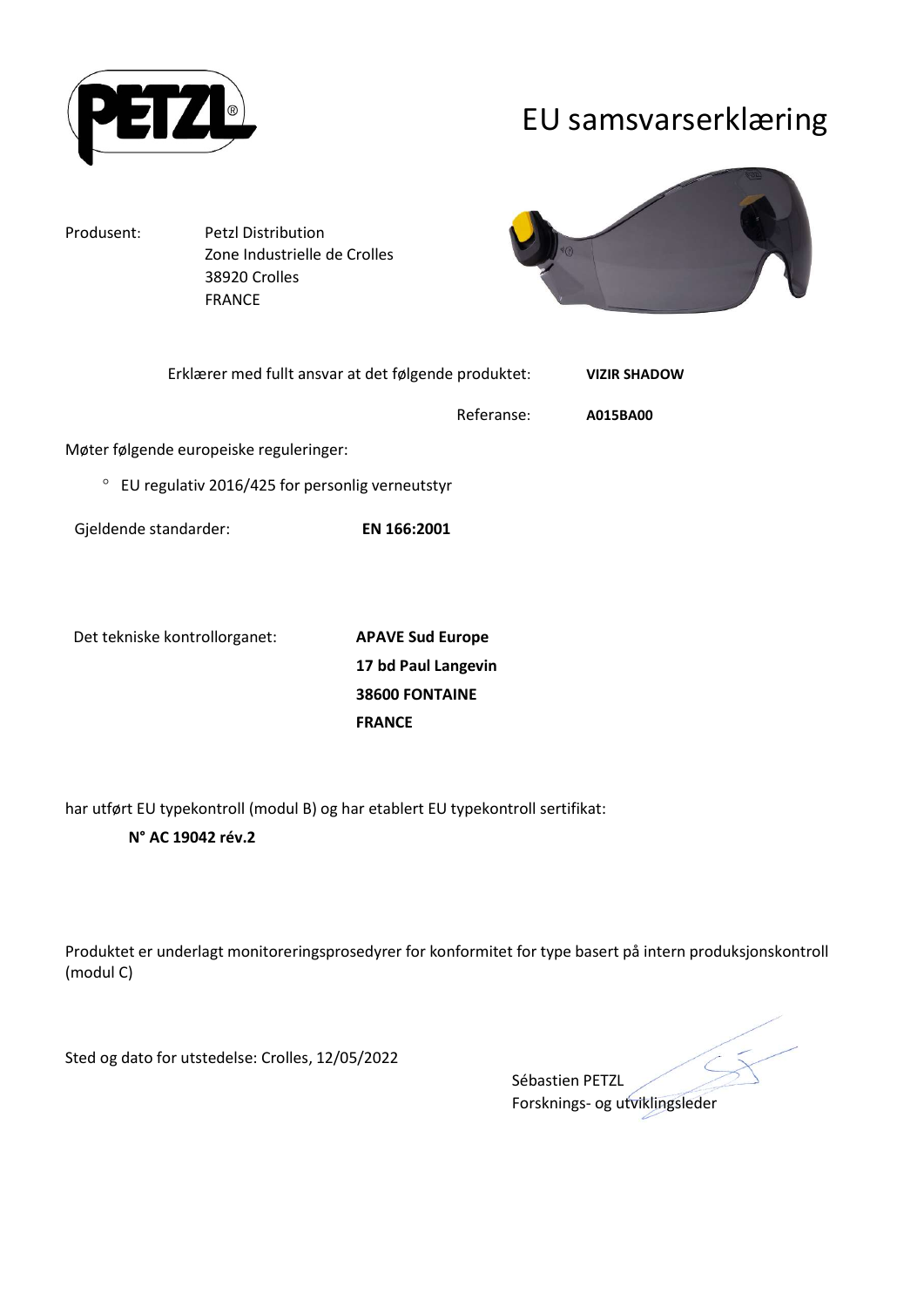# EU samsvarserklæring

Produsent: Petzl Distribution
Zone Industrielle de Crolles
38920 Crolles
FRANCE

Erklærer med fullt ansvar at det følgende produktet: **VIZIR SHADOW**

Referanse: **A015BA00**

Møter følgende europeiske reguleringer:

- EU regulativ 2016/425 for personlig verneutstyr

Gjeldende standarder: **EN 166:2001**

Det tekniske kontrollorganet: **APAVE Sud Europe**
**17 bd Paul Langevin**
**38600 FONTAINE**
**FRANCE**

har utført EU typekontroll (modul B) og har etablert EU typekontroll sertifikat:

**N° AC 19042 rév.2**

Produktet er underlagt monitoreringsprosedyrer for konformitet for type basert på intern produksjonskontroll (modul C)

Sted og dato for utstedelse: Crolles, 12/05/2022

Sébastien PETZL
Forsknings- og utviklingsleder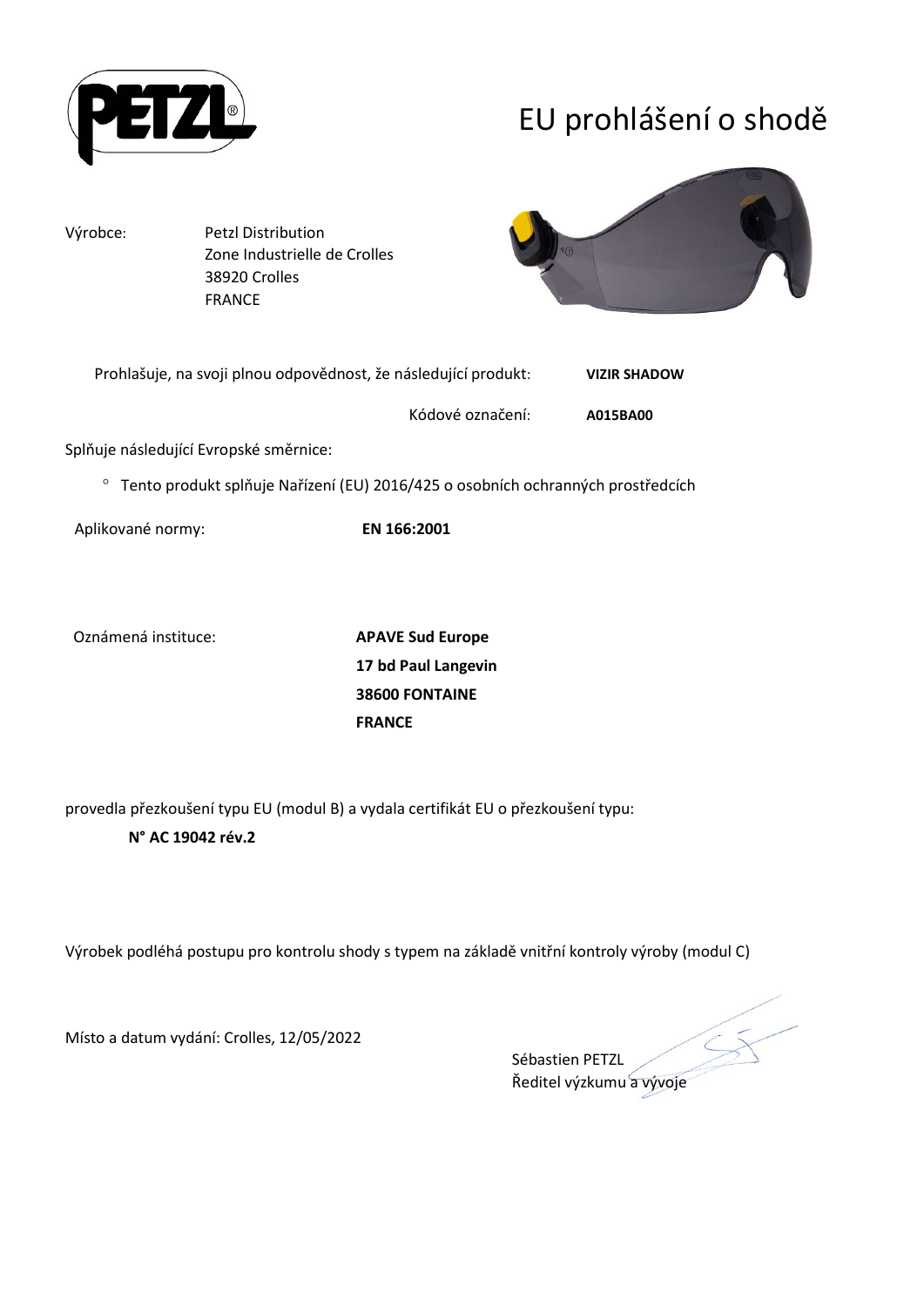# EU prohlášení o shodě

Výrobce: Petzl Distribution
Zone Industrielle de Crolles
38920 Crolles
FRANCE

Prohlašuje, na svoji plnou odpovědnost, že následující produkt: **VIZIR SHADOW**

Kódové označení: **A015BA00**

Splňuje následující Evropské směrnice:

- Tento produkt splňuje Nařízení (EU) 2016/425 o osobních ochranných prostředcích

Aplikované normy: **EN 166:2001**

Oznámená instituce: **APAVE Sud Europe**
**17 bd Paul Langevin**
**38600 FONTAINE**
**FRANCE**

provedla přezkoušení typu EU (modul B) a vydala certifikát EU o přezkoušení typu:

**N° AC 19042 rév.2**

Výrobek podléhá postupu pro kontrolu shody s typem na základě vnitřní kontroly výroby (modul C)

Místo a datum vydání: Crolles, 12/05/2022

Sébastien PETZL
Ředitel výzkumu a vývoje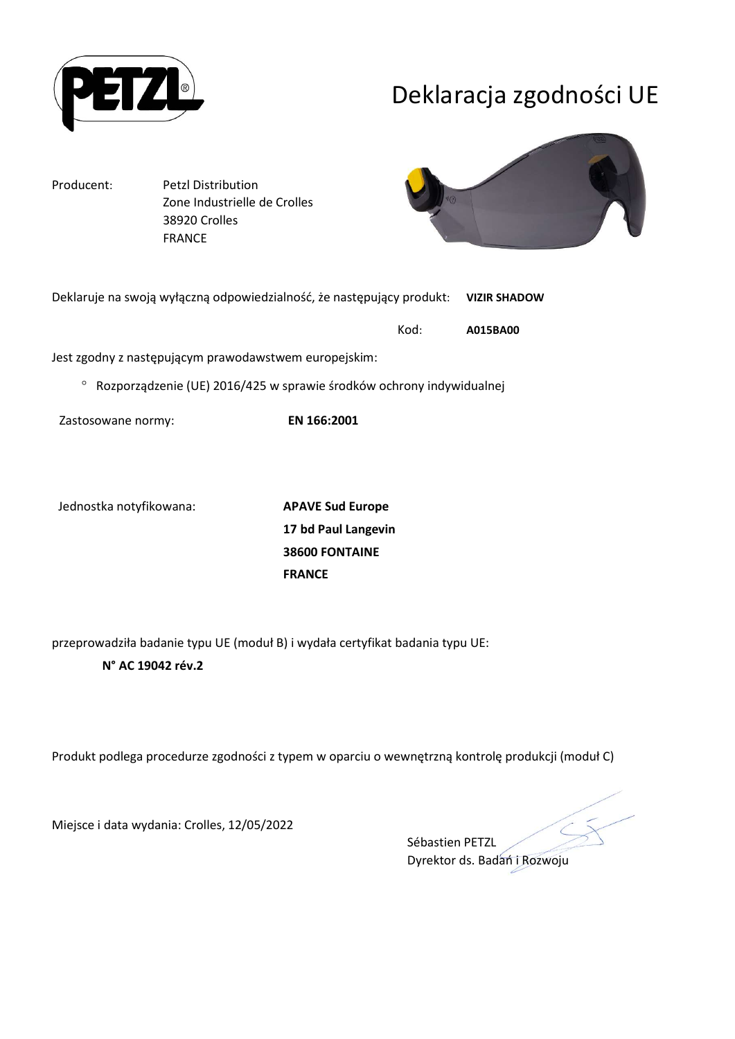# Deklaracja zgodności UE

| Producent: | Petzl Distribution<br>Zone Industrielle de Crolles<br>38920 Crolles<br>FRANCE |
|---|---|

Deklaruje na swoją wyłączną odpowiedzialność, że następujący produkt: **VIZIR SHADOW**

Kod: **A015BA00**

Jest zgodny z następującym prawodawstwem europejskim:

- Rozporządzenie (UE) 2016/425 w sprawie środków ochrony indywidualnej

Zastosowane normy: **EN 166:2001**

Jednostka notyfikowana:

**APAVE Sud Europe**
**17 bd Paul Langevin**
**38600 FONTAINE**
**FRANCE**

przeprowadziła badanie typu UE (moduł B) i wydała certyfikat badania typu UE:

**N° AC 19042 rév.2**

Produkt podlega procedurze zgodności z typem w oparciu o wewnętrzną kontrolę produkcji (moduł C)

Miejsce i data wydania: Crolles, 12/05/2022

Sébastien PETZL
Dyrektor ds. Badań i Rozwoju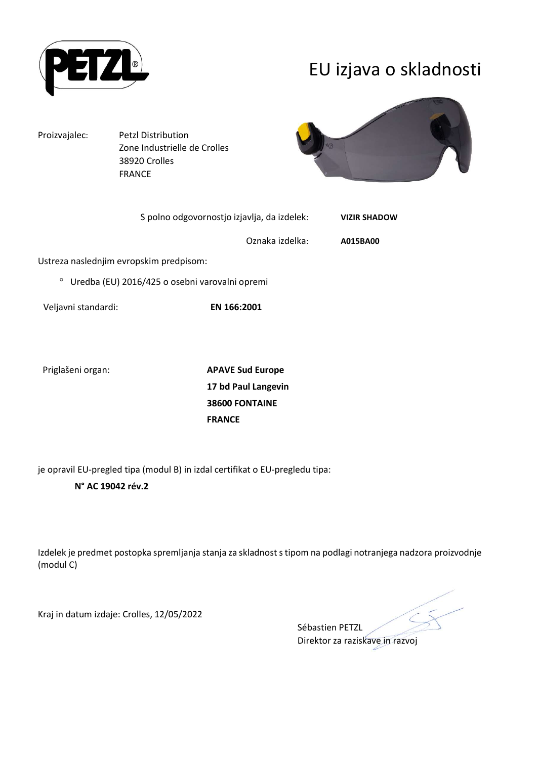# EU izjava o skladnosti

Proizvajalec: Petzl Distribution
Zone Industrielle de Crolles
38920 Crolles
FRANCE

S polno odgovornostjo izjavlja, da izdelek: **VIZIR SHADOW**

Oznaka izdelka: **A015BA00**

Ustreza naslednjim evropskim predpisom:

- Uredba (EU) 2016/425 o osebni varovalni opremi

Veljavni standardi: **EN 166:2001**

Priglašeni organ:
**APAVE Sud Europe**
**17 bd Paul Langevin**
**38600 FONTAINE**
**FRANCE**

je opravil EU-pregled tipa (modul B) in izdal certifikat o EU-pregledu tipa:

**N° AC 19042 rév.2**

Izdelek je predmet postopka spremljanja stanja za skladnost s tipom na podlagi notranjega nadzora proizvodnje (modul C)

Kraj in datum izdaje: Crolles, 12/05/2022

Sébastien PETZL
Direktor za raziskave in razvoj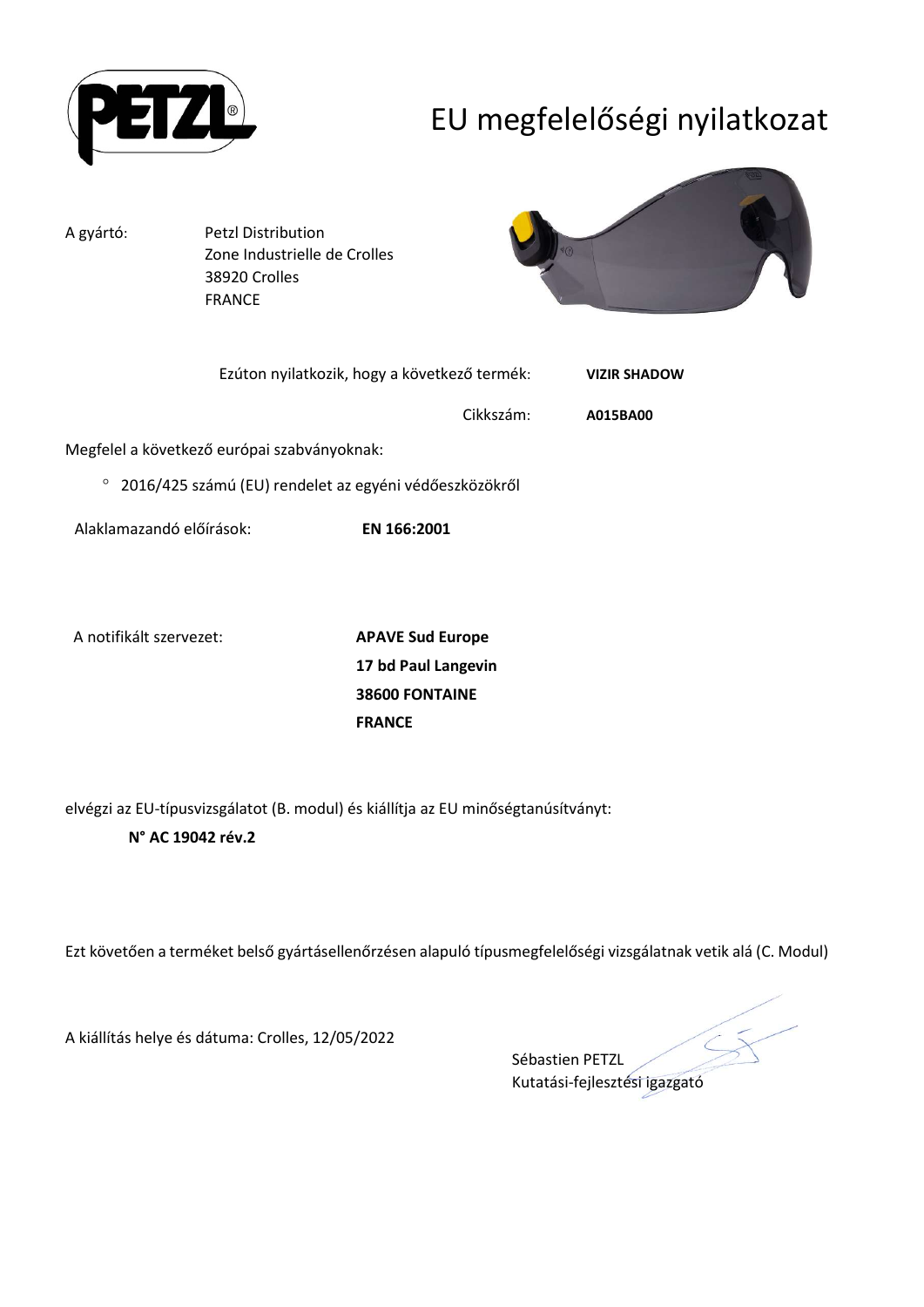# EU megfelelőségi nyilatkozat

A gyártó: Petzl Distribution
Zone Industrielle de Crolles
38920 Crolles
FRANCE

Ezúton nyilatkozik, hogy a következő termék: **VIZIR SHADOW**

Cikkszám: **A015BA00**

Megfelel a következő európai szabványoknak:

- 2016/425 számú (EU) rendelet az egyéni védőeszközökről

Alaklamazandó előírások: **EN 166:2001**

A notifikált szervezet: **APAVE Sud Europe**
**17 bd Paul Langevin**
**38600 FONTAINE**
**FRANCE**

elvégzi az EU-típusvizsgálatot (B. modul) és kiállítja az EU minőségtanúsítványt:

**N° AC 19042 rév.2**

Ezt követően a terméket belső gyártásellenőrzésen alapuló típusmegfelelőségi vizsgálatnak vetik alá (C. Modul)

A kiállítás helye és dátuma: Crolles, 12/05/2022

Sébastien PETZL
Kutatási-fejlesztési igazgató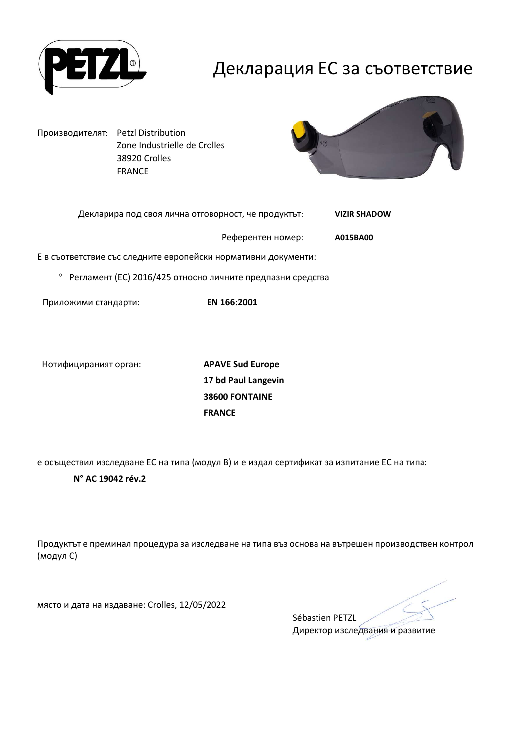# Декларация ЕС за съответствие

Производителят: Petzl Distribution
Zone Industrielle de Crolles
38920 Crolles
FRANCE

Декларира под своя лична отговорност, че продуктът: **VIZIR SHADOW**

Референтен номер: **A015BA00**

Е в съответствие със следните европейски нормативни документи:

- Регламент (ЕС) 2016/425 относно личните предпазни средства

Приложими стандарти: **EN 166:2001**

Нотифицираният орган:
**APAVE Sud Europe**
**17 bd Paul Langevin**
**38600 FONTAINE**
**FRANCE**

е осъществил изследване ЕС на типа (модул B) и е издал сертификат за изпитание ЕС на типа:

**N° AC 19042 rév.2**

Продуктът е преминал процедура за изследване на типа въз основа на вътрешен производствен контрол (модул C)

място и дата на издаване: Crolles, 12/05/2022

Sébastien PETZL
Директор изследвания и развитие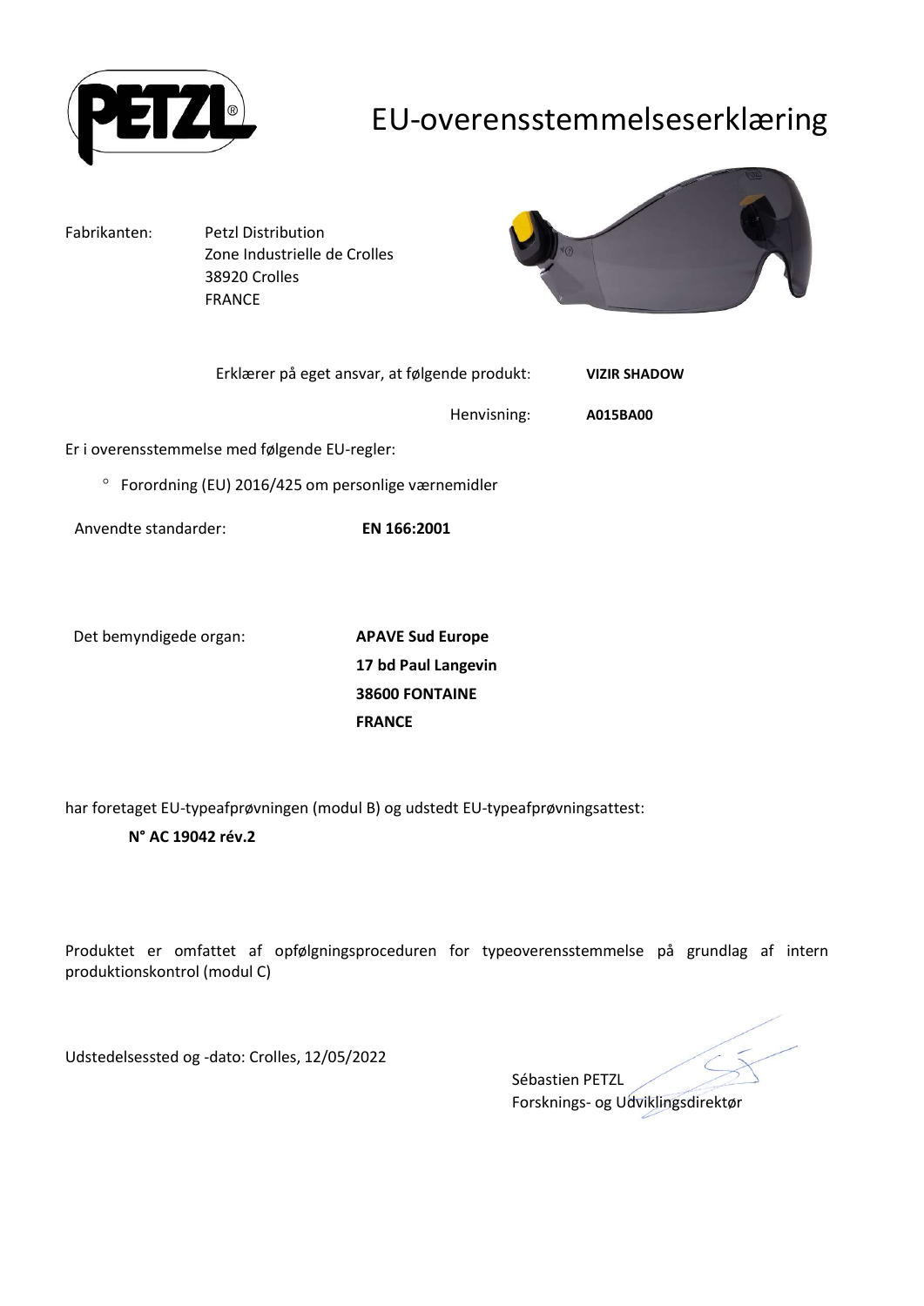# EU-overensstemmelseserklæring

Fabrikanten: Petzl Distribution
Zone Industrielle de Crolles
38920 Crolles
FRANCE

Erklærer på eget ansvar, at følgende produkt: **VIZIR SHADOW**

Henvisning: **A015BA00**

Er i overensstemmelse med følgende EU-regler:

- Forordning (EU) 2016/425 om personlige værnemidler

Anvendte standarder: **EN 166:2001**

Det bemyndigede organ: **APAVE Sud Europe**
**17 bd Paul Langevin**
**38600 FONTAINE**
**FRANCE**

har foretaget EU-typeafprøvningen (modul B) og udstedt EU-typeafprøvningsattest:

**N° AC 19042 rév.2**

Produktet er omfattet af opfølgningsproceduren for typeoverensstemmelse på grundlag af intern produktionskontrol (modul C)

Udstedelsessted og -dato: Crolles, 12/05/2022

Sébastien PETZL
Forsknings- og Udviklingsdirektør